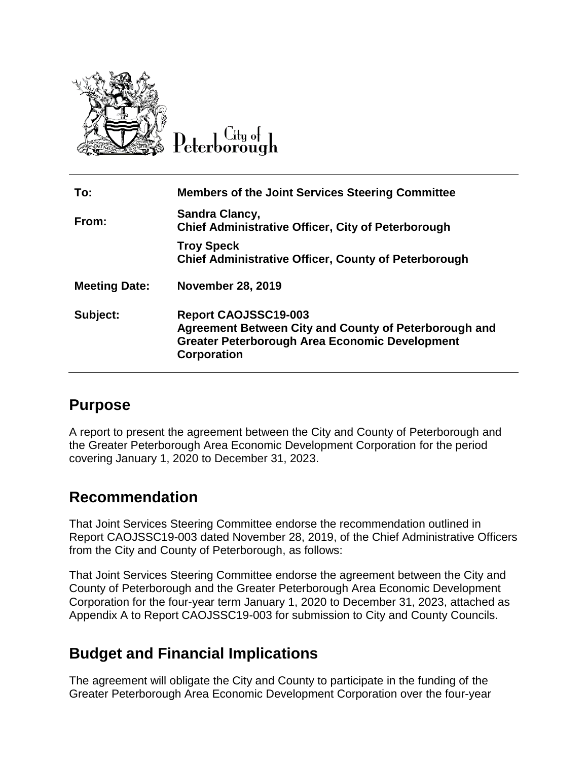City of Peterborough

| | |
|---|---|
| **To:** | **Members of the Joint Services Steering Committee** |
| **From:** | **Sandra Clancy, Chief Administrative Officer, City of Peterborough** |
| | **Troy Speck Chief Administrative Officer, County of Peterborough** |
| **Meeting Date:** | **November 28, 2019** |
| **Subject:** | **Report CAOJSSC19-003 Agreement Between City and County of Peterborough and Greater Peterborough Area Economic Development Corporation** |

## Purpose

A report to present the agreement between the City and County of Peterborough and the Greater Peterborough Area Economic Development Corporation for the period covering January 1, 2020 to December 31, 2023.

## Recommendation

That Joint Services Steering Committee endorse the recommendation outlined in Report CAOJSSC19-003 dated November 28, 2019, of the Chief Administrative Officers from the City and County of Peterborough, as follows:

That Joint Services Steering Committee endorse the agreement between the City and County of Peterborough and the Greater Peterborough Area Economic Development Corporation for the four-year term January 1, 2020 to December 31, 2023, attached as Appendix A to Report CAOJSSC19-003 for submission to City and County Councils.

## Budget and Financial Implications

The agreement will obligate the City and County to participate in the funding of the Greater Peterborough Area Economic Development Corporation over the four-year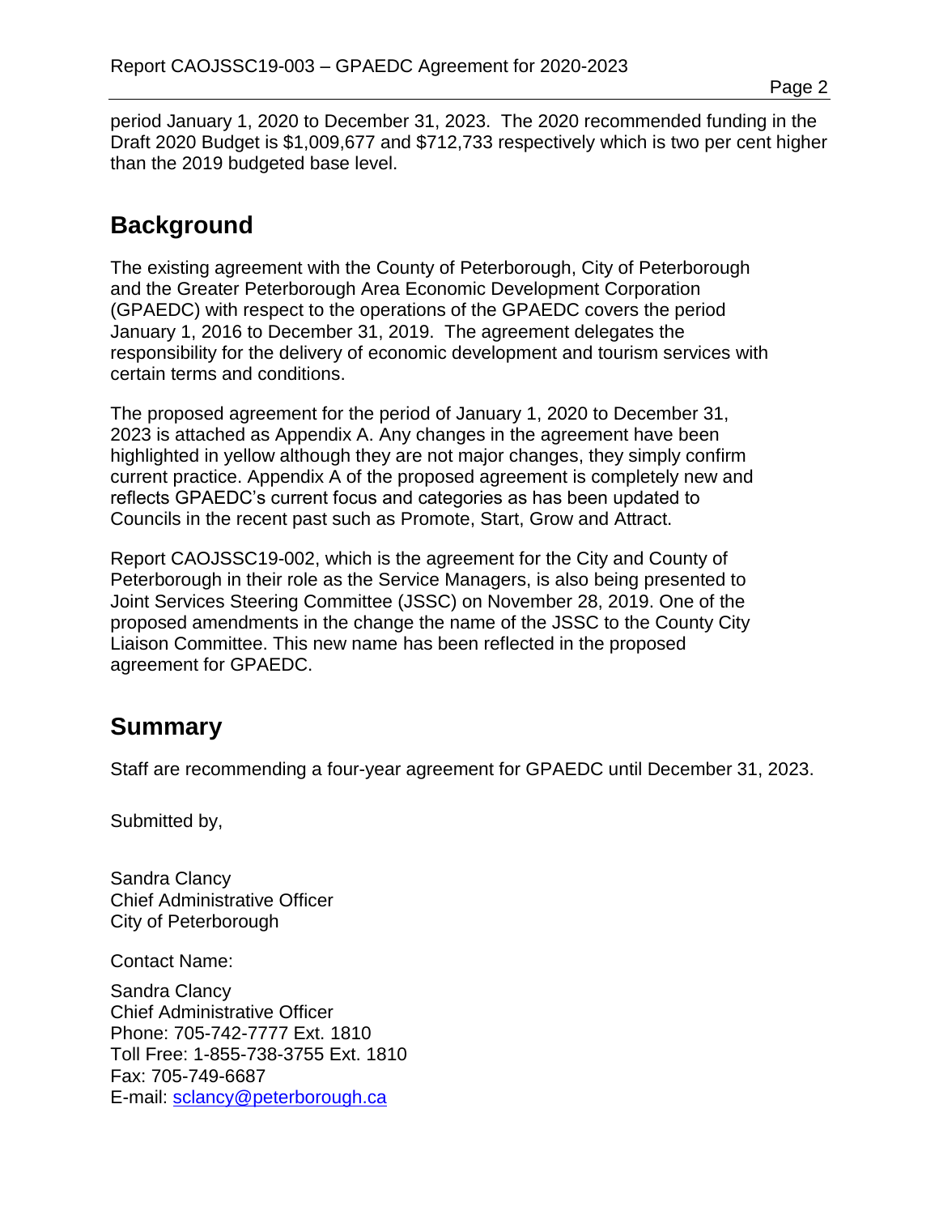period January 1, 2020 to December 31, 2023. The 2020 recommended funding in the Draft 2020 Budget is $1,009,677 and $712,733 respectively which is two per cent higher than the 2019 budgeted base level.

## Background

The existing agreement with the County of Peterborough, City of Peterborough and the Greater Peterborough Area Economic Development Corporation (GPAEDC) with respect to the operations of the GPAEDC covers the period January 1, 2016 to December 31, 2019. The agreement delegates the responsibility for the delivery of economic development and tourism services with certain terms and conditions.

The proposed agreement for the period of January 1, 2020 to December 31, 2023 is attached as Appendix A. Any changes in the agreement have been highlighted in yellow although they are not major changes, they simply confirm current practice. Appendix A of the proposed agreement is completely new and reflects GPAEDC's current focus and categories as has been updated to Councils in the recent past such as Promote, Start, Grow and Attract.

Report CAOJSSC19-002, which is the agreement for the City and County of Peterborough in their role as the Service Managers, is also being presented to Joint Services Steering Committee (JSSC) on November 28, 2019. One of the proposed amendments in the change the name of the JSSC to the County City Liaison Committee. This new name has been reflected in the proposed agreement for GPAEDC.

## Summary

Staff are recommending a four-year agreement for GPAEDC until December 31, 2023.

Submitted by,

Sandra Clancy  
Chief Administrative Officer  
City of Peterborough

Contact Name:

Sandra Clancy  
Chief Administrative Officer  
Phone: 705-742-7777 Ext. 1810  
Toll Free: 1-855-738-3755 Ext. 1810  
Fax: 705-749-6687  
E-mail: sclancy@peterborough.ca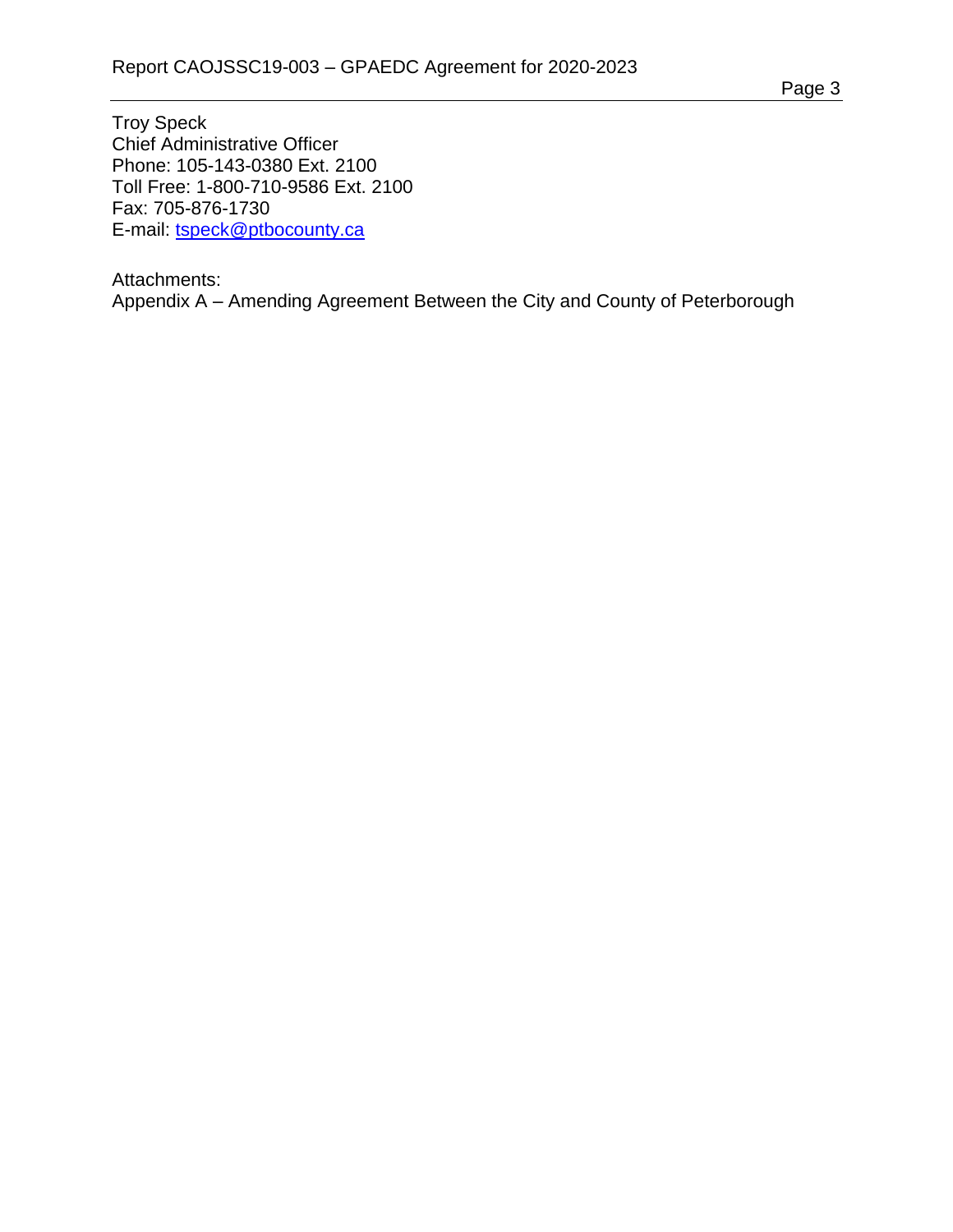Troy Speck
Chief Administrative Officer
Phone: 105-143-0380 Ext. 2100
Toll Free: 1-800-710-9586 Ext. 2100
Fax: 705-876-1730
E-mail: tspeck@ptbocounty.ca

Attachments:
Appendix A – Amending Agreement Between the City and County of Peterborough